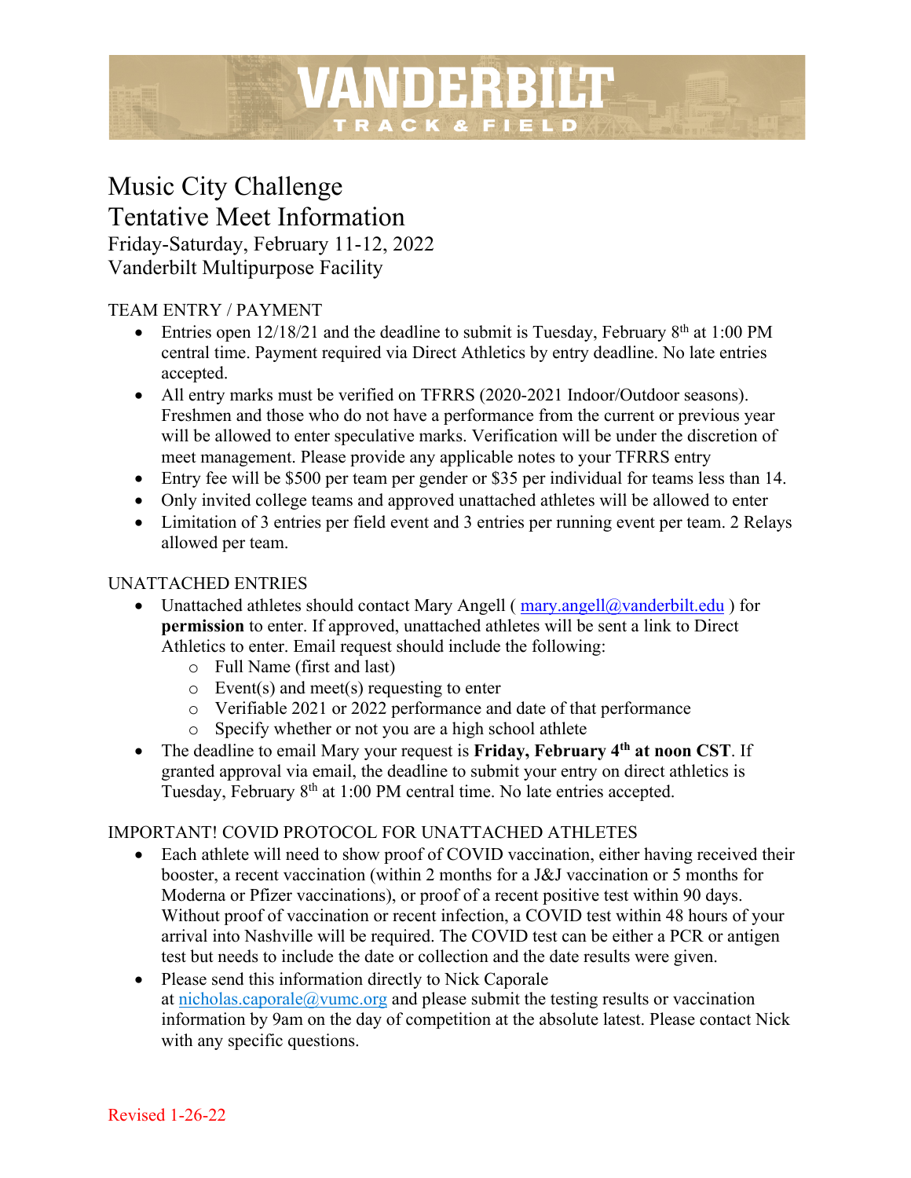# VANDERBILT TRACK & FIELD

# Music City Challenge
# Tentative Meet Information
Friday-Saturday, February 11-12, 2022
Vanderbilt Multipurpose Facility

## TEAM ENTRY / PAYMENT

- Entries open 12/18/21 and the deadline to submit is Tuesday, February 8th at 1:00 PM central time. Payment required via Direct Athletics by entry deadline. No late entries accepted.
- All entry marks must be verified on TFRRS (2020-2021 Indoor/Outdoor seasons). Freshmen and those who do not have a performance from the current or previous year will be allowed to enter speculative marks. Verification will be under the discretion of meet management. Please provide any applicable notes to your TFRRS entry
- Entry fee will be $500 per team per gender or $35 per individual for teams less than 14.
- Only invited college teams and approved unattached athletes will be allowed to enter
- Limitation of 3 entries per field event and 3 entries per running event per team. 2 Relays allowed per team.

## UNATTACHED ENTRIES

- Unattached athletes should contact Mary Angell ( mary.angell@vanderbilt.edu ) for **permission** to enter. If approved, unattached athletes will be sent a link to Direct Athletics to enter. Email request should include the following:
  - Full Name (first and last)
  - Event(s) and meet(s) requesting to enter
  - Verifiable 2021 or 2022 performance and date of that performance
  - Specify whether or not you are a high school athlete
- The deadline to email Mary your request is **Friday, February 4th at noon CST**. If granted approval via email, the deadline to submit your entry on direct athletics is Tuesday, February 8th at 1:00 PM central time. No late entries accepted.

## IMPORTANT! COVID PROTOCOL FOR UNATTACHED ATHLETES

- Each athlete will need to show proof of COVID vaccination, either having received their booster, a recent vaccination (within 2 months for a J&J vaccination or 5 months for Moderna or Pfizer vaccinations), or proof of a recent positive test within 90 days. Without proof of vaccination or recent infection, a COVID test within 48 hours of your arrival into Nashville will be required. The COVID test can be either a PCR or antigen test but needs to include the date or collection and the date results were given.
- Please send this information directly to Nick Caporale at nicholas.caporale@vumc.org and please submit the testing results or vaccination information by 9am on the day of competition at the absolute latest. Please contact Nick with any specific questions.

Revised 1-26-22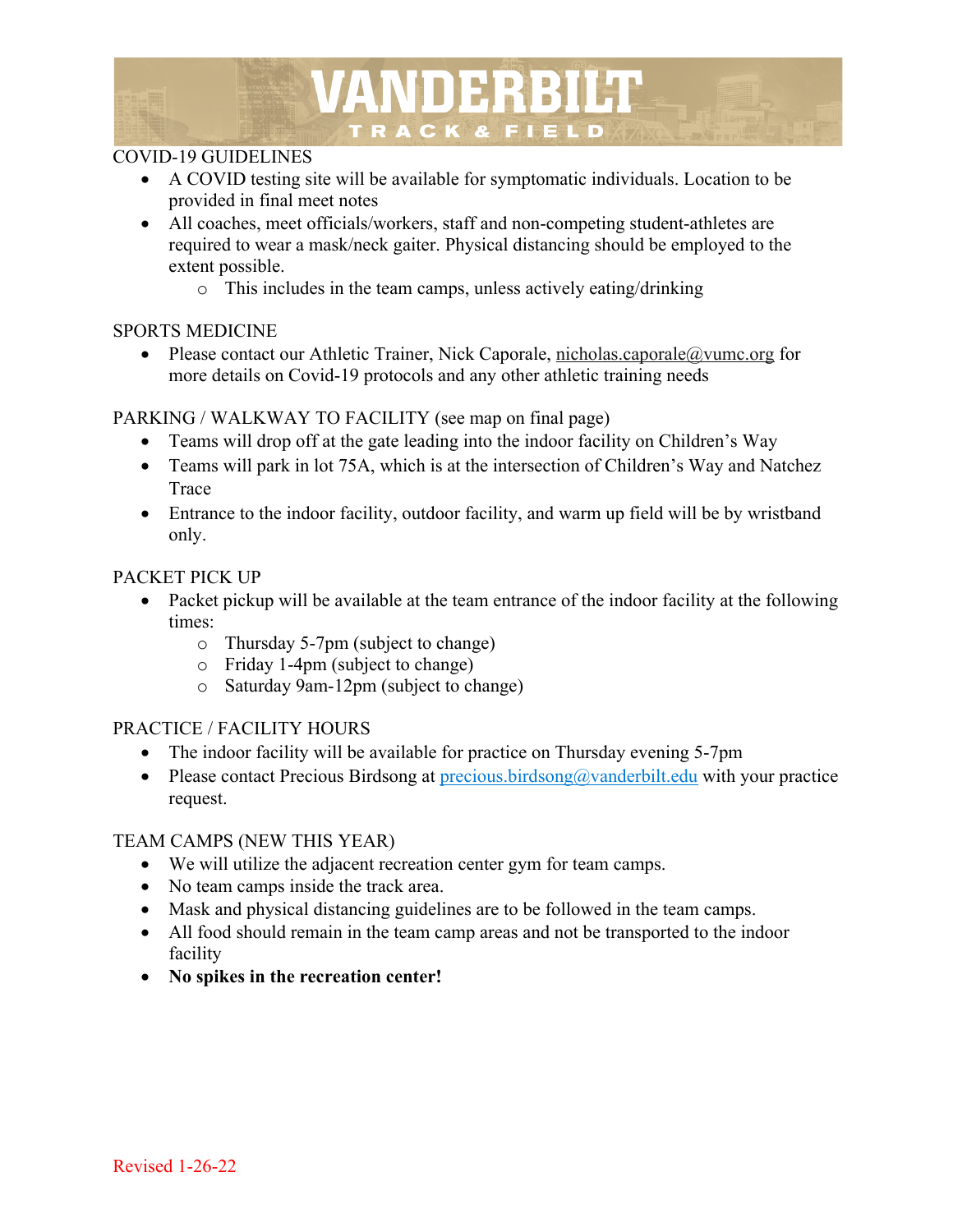## COVID-19 GUIDELINES

- A COVID testing site will be available for symptomatic individuals. Location to be provided in final meet notes
- All coaches, meet officials/workers, staff and non-competing student-athletes are required to wear a mask/neck gaiter. Physical distancing should be employed to the extent possible.
  - This includes in the team camps, unless actively eating/drinking

## SPORTS MEDICINE

- Please contact our Athletic Trainer, Nick Caporale, nicholas.caporale@vumc.org for more details on Covid-19 protocols and any other athletic training needs

## PARKING / WALKWAY TO FACILITY (see map on final page)

- Teams will drop off at the gate leading into the indoor facility on Children's Way
- Teams will park in lot 75A, which is at the intersection of Children's Way and Natchez Trace
- Entrance to the indoor facility, outdoor facility, and warm up field will be by wristband only.

## PACKET PICK UP

- Packet pickup will be available at the team entrance of the indoor facility at the following times:
  - Thursday 5-7pm (subject to change)
  - Friday 1-4pm (subject to change)
  - Saturday 9am-12pm (subject to change)

## PRACTICE / FACILITY HOURS

- The indoor facility will be available for practice on Thursday evening 5-7pm
- Please contact Precious Birdsong at precious.birdsong@vanderbilt.edu with your practice request.

## TEAM CAMPS (NEW THIS YEAR)

- We will utilize the adjacent recreation center gym for team camps.
- No team camps inside the track area.
- Mask and physical distancing guidelines are to be followed in the team camps.
- All food should remain in the team camp areas and not be transported to the indoor facility
- **No spikes in the recreation center!**

Revised 1-26-22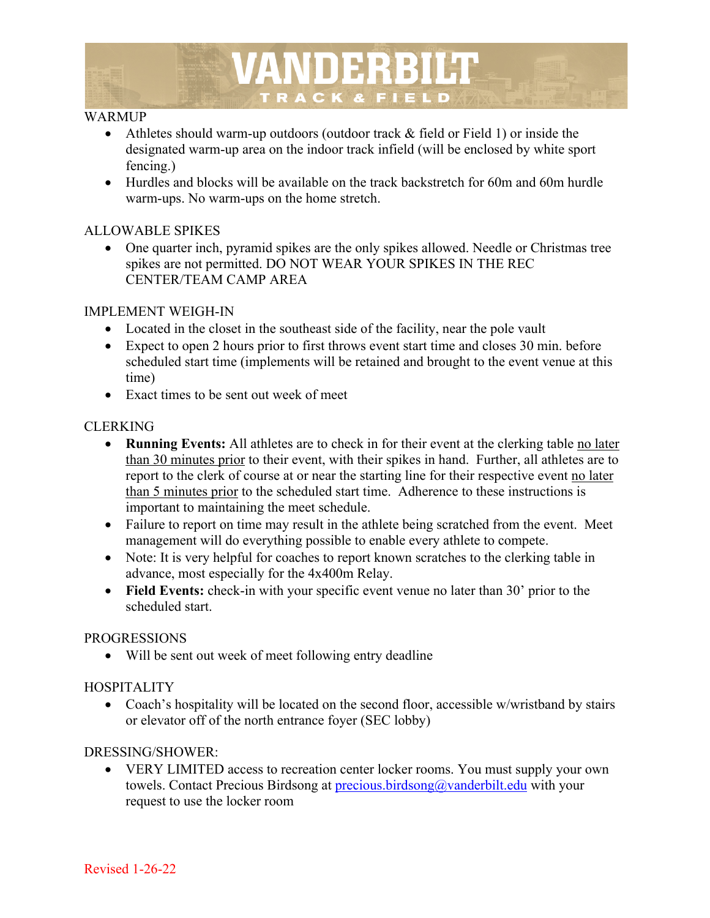WARMUP

- Athletes should warm-up outdoors (outdoor track & field or Field 1) or inside the designated warm-up area on the indoor track infield (will be enclosed by white sport fencing.)
- Hurdles and blocks will be available on the track backstretch for 60m and 60m hurdle warm-ups. No warm-ups on the home stretch.

ALLOWABLE SPIKES

- One quarter inch, pyramid spikes are the only spikes allowed. Needle or Christmas tree spikes are not permitted. DO NOT WEAR YOUR SPIKES IN THE REC CENTER/TEAM CAMP AREA

IMPLEMENT WEIGH-IN

- Located in the closet in the southeast side of the facility, near the pole vault
- Expect to open 2 hours prior to first throws event start time and closes 30 min. before scheduled start time (implements will be retained and brought to the event venue at this time)
- Exact times to be sent out week of meet

CLERKING

- **Running Events:** All athletes are to check in for their event at the clerking table no later than 30 minutes prior to their event, with their spikes in hand. Further, all athletes are to report to the clerk of course at or near the starting line for their respective event no later than 5 minutes prior to the scheduled start time. Adherence to these instructions is important to maintaining the meet schedule.
- Failure to report on time may result in the athlete being scratched from the event. Meet management will do everything possible to enable every athlete to compete.
- Note: It is very helpful for coaches to report known scratches to the clerking table in advance, most especially for the 4x400m Relay.
- **Field Events:** check-in with your specific event venue no later than 30' prior to the scheduled start.

PROGRESSIONS

- Will be sent out week of meet following entry deadline

HOSPITALITY

- Coach's hospitality will be located on the second floor, accessible w/wristband by stairs or elevator off of the north entrance foyer (SEC lobby)

DRESSING/SHOWER:

- VERY LIMITED access to recreation center locker rooms. You must supply your own towels. Contact Precious Birdsong at precious.birdsong@vanderbilt.edu with your request to use the locker room

Revised 1-26-22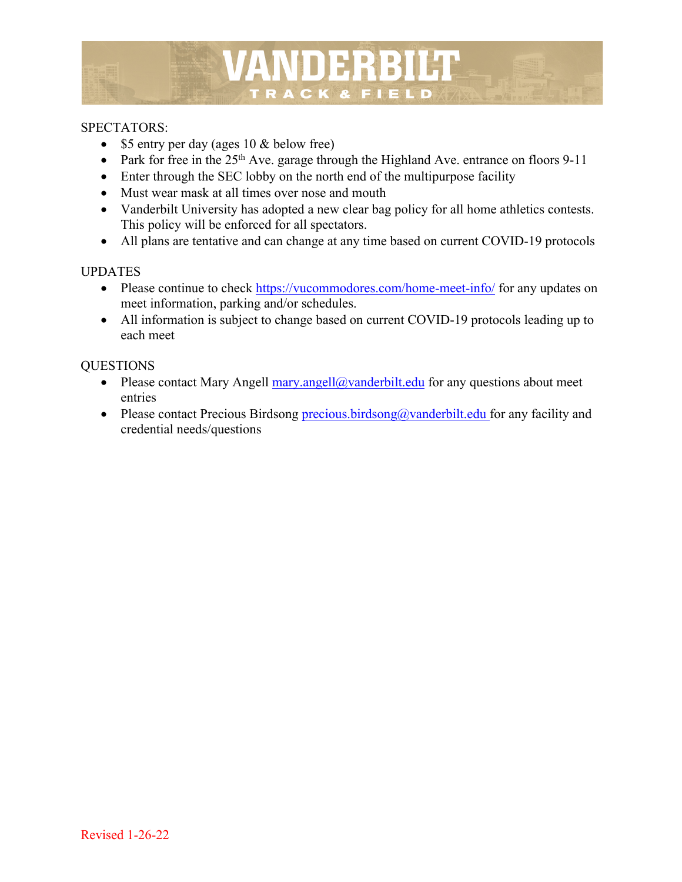VANDERBILT

TRACK & FIELD

SPECTATORS:

- $5 entry per day (ages 10 & below free)
- Park for free in the 25th Ave. garage through the Highland Ave. entrance on floors 9-11
- Enter through the SEC lobby on the north end of the multipurpose facility
- Must wear mask at all times over nose and mouth
- Vanderbilt University has adopted a new clear bag policy for all home athletics contests. This policy will be enforced for all spectators.
- All plans are tentative and can change at any time based on current COVID-19 protocols

UPDATES

- Please continue to check https://vucommodores.com/home-meet-info/ for any updates on meet information, parking and/or schedules.
- All information is subject to change based on current COVID-19 protocols leading up to each meet

QUESTIONS

- Please contact Mary Angell mary.angell@vanderbilt.edu for any questions about meet entries
- Please contact Precious Birdsong precious.birdsong@vanderbilt.edu for any facility and credential needs/questions

Revised 1-26-22